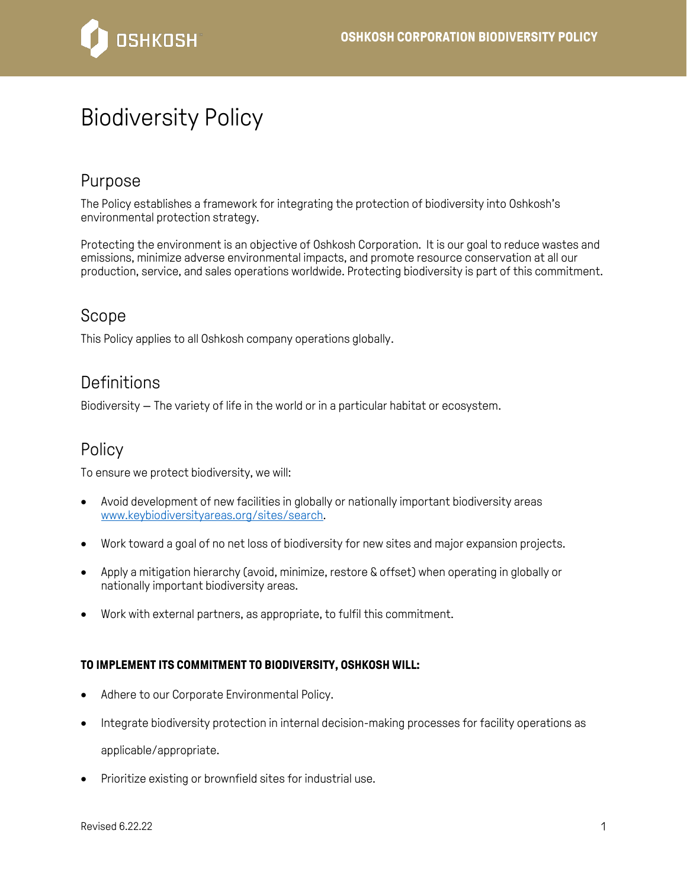# Biodiversity Policy

## Purpose

The Policy establishes a framework for integrating the protection of biodiversity into Oshkosh's environmental protection strategy.

Protecting the environment is an objective of Oshkosh Corporation. It is our goal to reduce wastes and emissions, minimize adverse environmental impacts, and promote resource conservation at all our production, service, and sales operations worldwide. Protecting biodiversity is part of this commitment.

## Scope

This Policy applies to all Oshkosh company operations globally.

## Definitions

Biodiversity – The variety of life in the world or in a particular habitat or ecosystem.

## Policy

To ensure we protect biodiversity, we will:

- Avoid development of new facilities in globally or nationally important biodiversity areas [www.keybiodiversityareas.org/sites/search](http://www.keybiodiversityareas.org/sites/search).
- Work toward a goal of no net loss of biodiversity for new sites and major expansion projects.
- Apply a mitigation hierarchy (avoid, minimize, restore & offset) when operating in globally or nationally important biodiversity areas.
- Work with external partners, as appropriate, to fulfil this commitment.

**TO IMPLEMENT ITS COMMITMENT TO BIODIVERSITY, OSHKOSH WILL:**

- Adhere to our Corporate Environmental Policy.
- Integrate biodiversity protection in internal decision-making processes for facility operations as applicable/appropriate.
- Prioritize existing or brownfield sites for industrial use.

Revised 6.22.22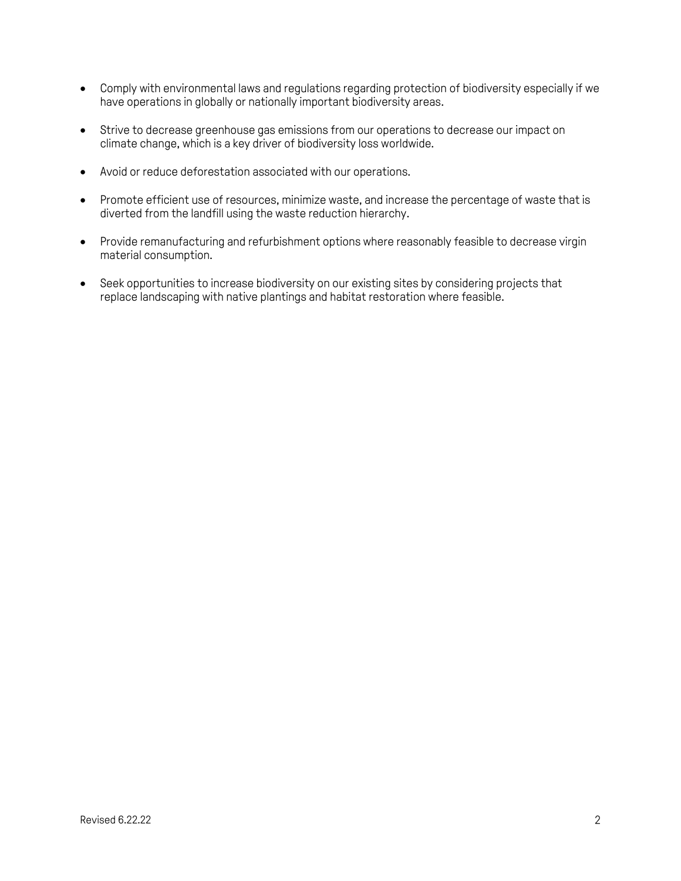- Comply with environmental laws and regulations regarding protection of biodiversity especially if we have operations in globally or nationally important biodiversity areas.

- Strive to decrease greenhouse gas emissions from our operations to decrease our impact on climate change, which is a key driver of biodiversity loss worldwide.

- Avoid or reduce deforestation associated with our operations.

- Promote efficient use of resources, minimize waste, and increase the percentage of waste that is diverted from the landfill using the waste reduction hierarchy.

- Provide remanufacturing and refurbishment options where reasonably feasible to decrease virgin material consumption.

- Seek opportunities to increase biodiversity on our existing sites by considering projects that replace landscaping with native plantings and habitat restoration where feasible.